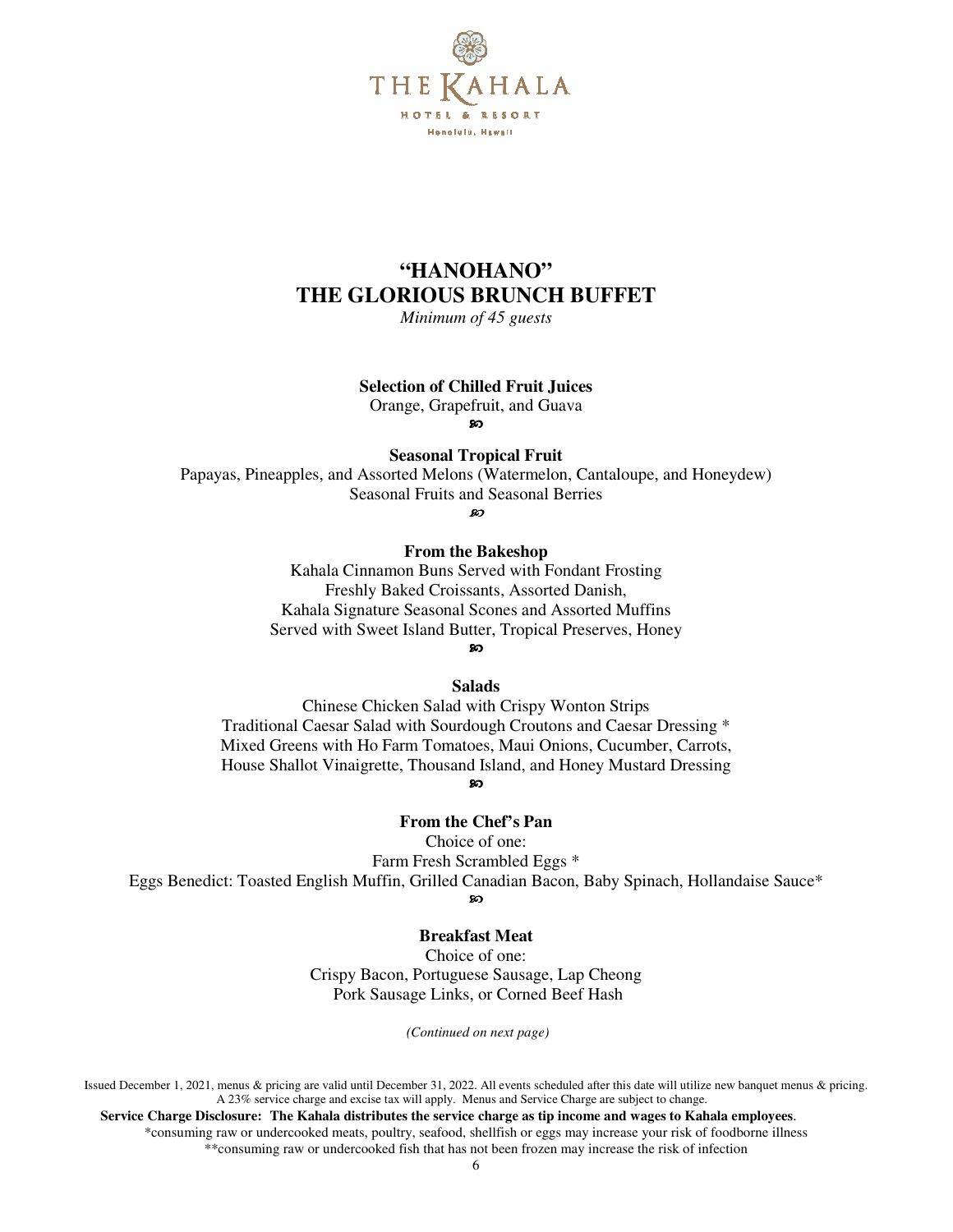THE KAHALA

HOTEL & RESORT

Honolulu, Hawaii

# "HANOHANO"
# THE GLORIOUS BRUNCH BUFFET

*Minimum of 45 guests*

**Selection of Chilled Fruit Juices**

Orange, Grapefruit, and Guava

**Seasonal Tropical Fruit**

Papayas, Pineapples, and Assorted Melons (Watermelon, Cantaloupe, and Honeydew)
Seasonal Fruits and Seasonal Berries

**From the Bakeshop**

Kahala Cinnamon Buns Served with Fondant Frosting
Freshly Baked Croissants, Assorted Danish,
Kahala Signature Seasonal Scones and Assorted Muffins
Served with Sweet Island Butter, Tropical Preserves, Honey

**Salads**

Chinese Chicken Salad with Crispy Wonton Strips
Traditional Caesar Salad with Sourdough Croutons and Caesar Dressing *
Mixed Greens with Ho Farm Tomatoes, Maui Onions, Cucumber, Carrots,
House Shallot Vinaigrette, Thousand Island, and Honey Mustard Dressing

**From the Chef's Pan**

Choice of one:
Farm Fresh Scrambled Eggs *
Eggs Benedict: Toasted English Muffin, Grilled Canadian Bacon, Baby Spinach, Hollandaise Sauce*

**Breakfast Meat**

Choice of one:
Crispy Bacon, Portuguese Sausage, Lap Cheong
Pork Sausage Links, or Corned Beef Hash

*(Continued on next page)*

Issued December 1, 2021, menus & pricing are valid until December 31, 2022. All events scheduled after this date will utilize new banquet menus & pricing. A 23% service charge and excise tax will apply. Menus and Service Charge are subject to change.

**Service Charge Disclosure: The Kahala distributes the service charge as tip income and wages to Kahala employees**.

*consuming raw or undercooked meats, poultry, seafood, shellfish or eggs may increase your risk of foodborne illness

**consuming raw or undercooked fish that has not been frozen may increase the risk of infection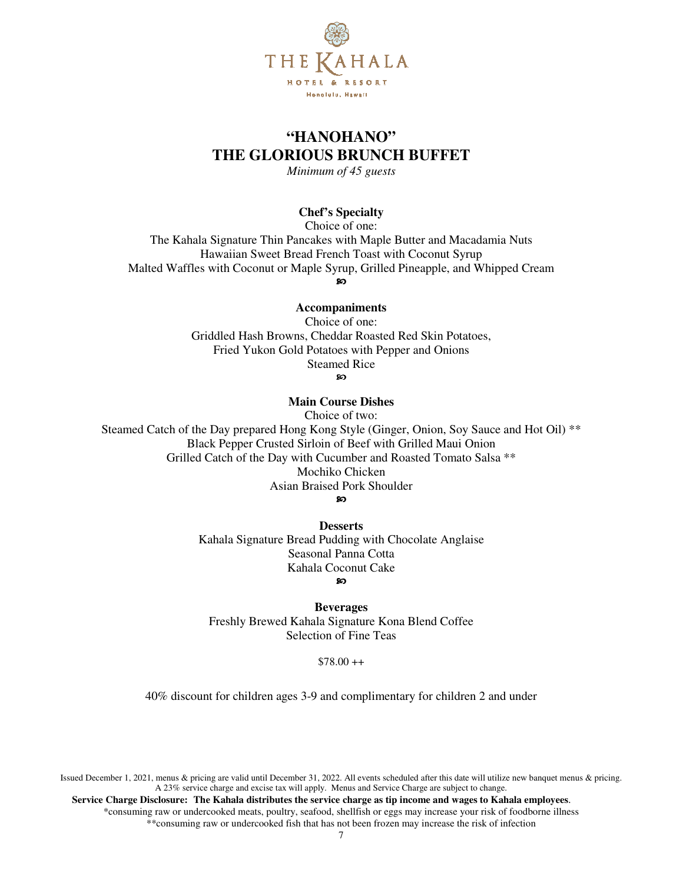# "HANOHANO"
# THE GLORIOUS BRUNCH BUFFET

*Minimum of 45 guests*

**Chef's Specialty**

Choice of one:

The Kahala Signature Thin Pancakes with Maple Butter and Macadamia Nuts

Hawaiian Sweet Bread French Toast with Coconut Syrup

Malted Waffles with Coconut or Maple Syrup, Grilled Pineapple, and Whipped Cream

**Accompaniments**

Choice of one:

Griddled Hash Browns, Cheddar Roasted Red Skin Potatoes,

Fried Yukon Gold Potatoes with Pepper and Onions

Steamed Rice

**Main Course Dishes**

Choice of two:

Steamed Catch of the Day prepared Hong Kong Style (Ginger, Onion, Soy Sauce and Hot Oil) **

Black Pepper Crusted Sirloin of Beef with Grilled Maui Onion

Grilled Catch of the Day with Cucumber and Roasted Tomato Salsa **

Mochiko Chicken

Asian Braised Pork Shoulder

**Desserts**

Kahala Signature Bread Pudding with Chocolate Anglaise

Seasonal Panna Cotta

Kahala Coconut Cake

**Beverages**

Freshly Brewed Kahala Signature Kona Blend Coffee

Selection of Fine Teas

$78.00 ++

40% discount for children ages 3-9 and complimentary for children 2 and under

Issued December 1, 2021, menus & pricing are valid until December 31, 2022. All events scheduled after this date will utilize new banquet menus & pricing. A 23% service charge and excise tax will apply. Menus and Service Charge are subject to change.

**Service Charge Disclosure: The Kahala distributes the service charge as tip income and wages to Kahala employees**.

*consuming raw or undercooked meats, poultry, seafood, shellfish or eggs may increase your risk of foodborne illness

**consuming raw or undercooked fish that has not been frozen may increase the risk of infection